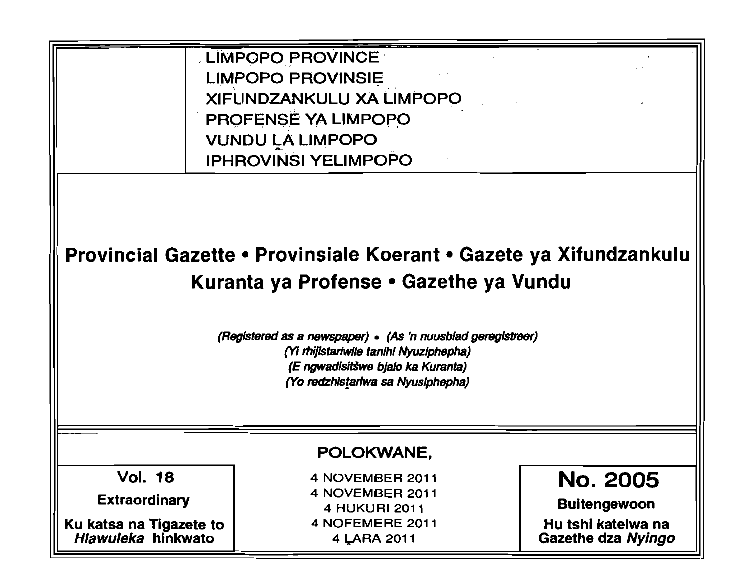LIMPOPO PROVINCE
LIMPOPO PROVINSIE
XIFUNDZANKULU XA LIMPOPO
PROFENSE YA LIMPOPO
VUNDU LA LIMPOPO
IPHROVINSI YELIMPOPO

# Provincial Gazette • Provinsiale Koerant • Gazete ya Xifundzankulu Kuranta ya Profense • Gazethe ya Vundu

***(Registered as a newspaper) • (As 'n nuusblad geregistreer)***
***(Yi rhijistariwile tanihi Nyuziphepha)***
***(E ngwadisitšwe bjalo ka Kuranta)***
***(Yo redzhistariwa sa Nyusiphepha)***

**POLOKWANE,**

| **Vol. 18** | 4 NOVEMBER 2011 | **No. 2005** |
|---|---|---|
| **Extraordinary** | 4 NOVEMBER 2011 | **Buitengewoon** |
| **Ku katsa na Tigazete to *Hlawuleka* hinkwato** | 4 HUKURI 2011 | **Hu tshi katelwa na Gazethe dza *Nyingo*** |
| | 4 NOFEMERE 2011 | |
| | 4 LARA 2011 | |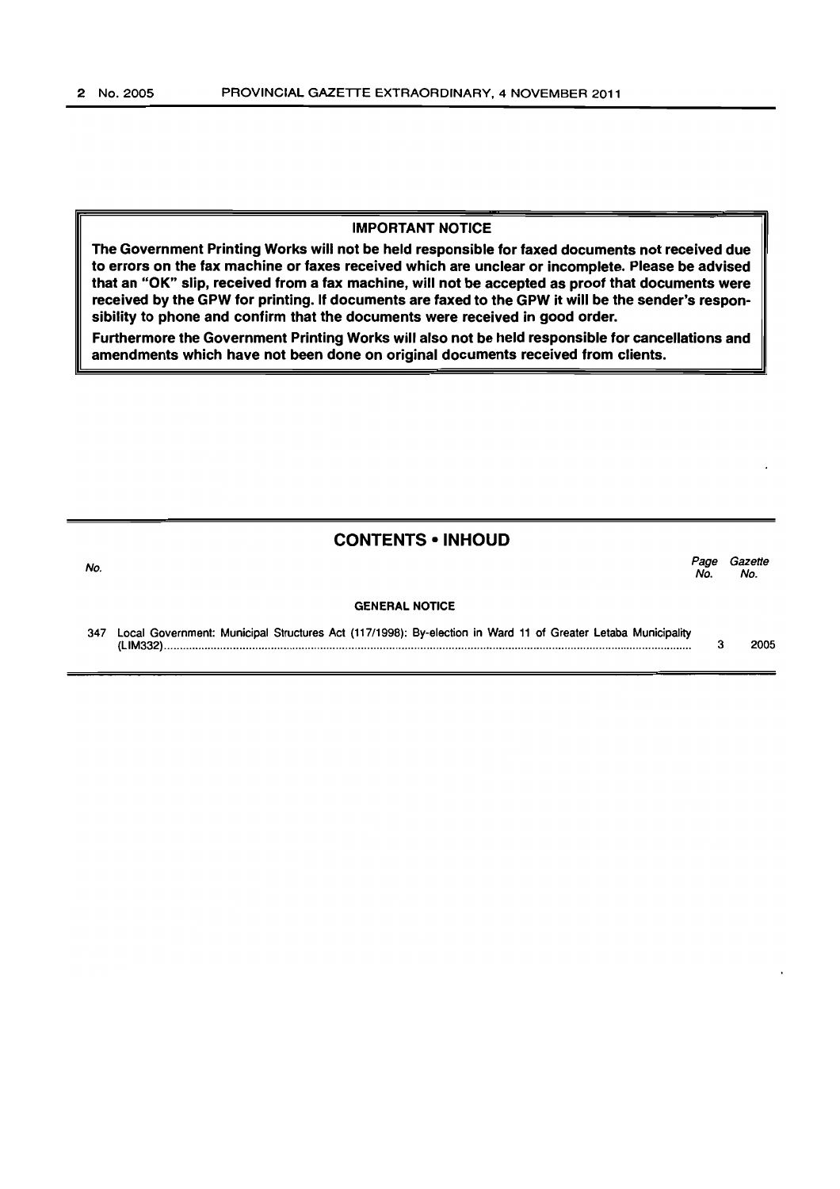## IMPORTANT NOTICE

**The Government Printing Works will not be held responsible for faxed documents not received due to errors on the fax machine or faxes received which are unclear or incomplete. Please be advised that an "OK" slip, received from a fax machine, will not be accepted as proof that documents were received by the GPW for printing. If documents are faxed to the GPW it will be the sender's responsibility to phone and confirm that the documents were received in good order.**

**Furthermore the Government Printing Works will also not be held responsible for cancellations and amendments which have not been done on original documents received from clients.**

## CONTENTS • INHOUD

| No. | | Page No. | Gazette No. |
|---|---|---|---|
| | **GENERAL NOTICE** | | |
| 347 | Local Government: Municipal Structures Act (117/1998): By-election in Ward 11 of Greater Letaba Municipality (LIM332) | 3 | 2005 |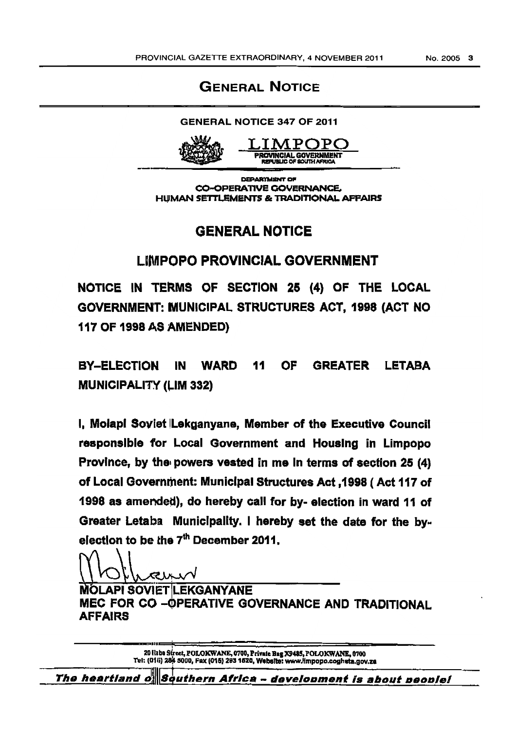# GENERAL NOTICE

GENERAL NOTICE 347 OF 2011

LIMPOPO

PROVINCIAL GOVERNMENT
REPUBLIC OF SOUTH AFRICA

DEPARTMENT OF
CO-OPERATIVE GOVERNANCE,
HUMAN SETTLEMENTS & TRADITIONAL AFFAIRS

## GENERAL NOTICE

## LIMPOPO PROVINCIAL GOVERNMENT

**NOTICE IN TERMS OF SECTION 25 (4) OF THE LOCAL GOVERNMENT: MUNICIPAL STRUCTURES ACT, 1998 (ACT NO 117 OF 1998 AS AMENDED)**

**BY-ELECTION IN WARD 11 OF GREATER LETABA MUNICIPALITY (LIM 332)**

I, Molapi Soviet Lekganyane, Member of the Executive Council responsible for Local Government and Housing in Limpopo Province, by the powers vested in me in terms of section 25 (4) of Local Government: Municipal Structures Act ,1998 ( Act 117 of 1998 as amended), do hereby call for by- election in ward 11 of Greater Letaba Municipality. I hereby set the date for the by-election to be the 7th December 2011.

**MOLAPI SOVIET LEKGANYANE**
**MEC FOR CO -OPERATIVE GOVERNANCE AND TRADITIONAL AFFAIRS**

20 Hans Street, POLOKWANE, 0700, Private Bag X9485, POLOKWANE, 0700
Tel: (015) 284 5000, Fax (015) 293 1520, Website: www.limpopo.coghsta.gov.za

*The heartland of Southern Africa – development is about people!*